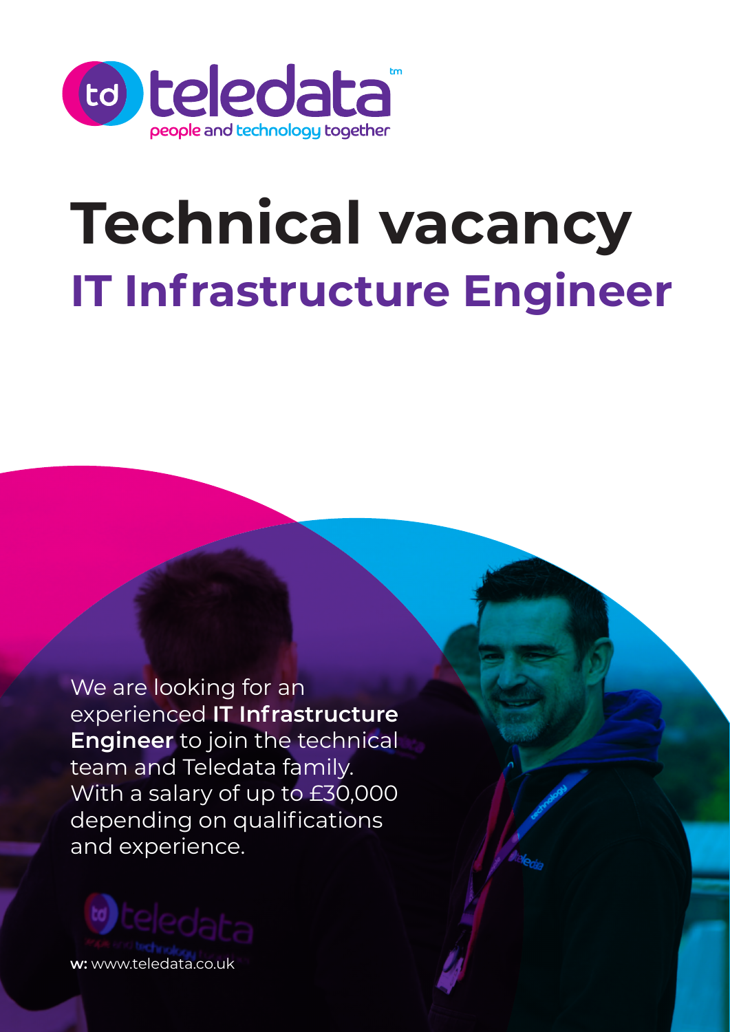teledata™
people and technology together

# Technical vacancy

## IT Infrastructure Engineer

We are looking for an experienced **IT Infrastructure Engineer** to join the technical team and Teledata family. With a salary of up to £30,000 depending on qualifications and experience.

**w:** www.teledata.co.uk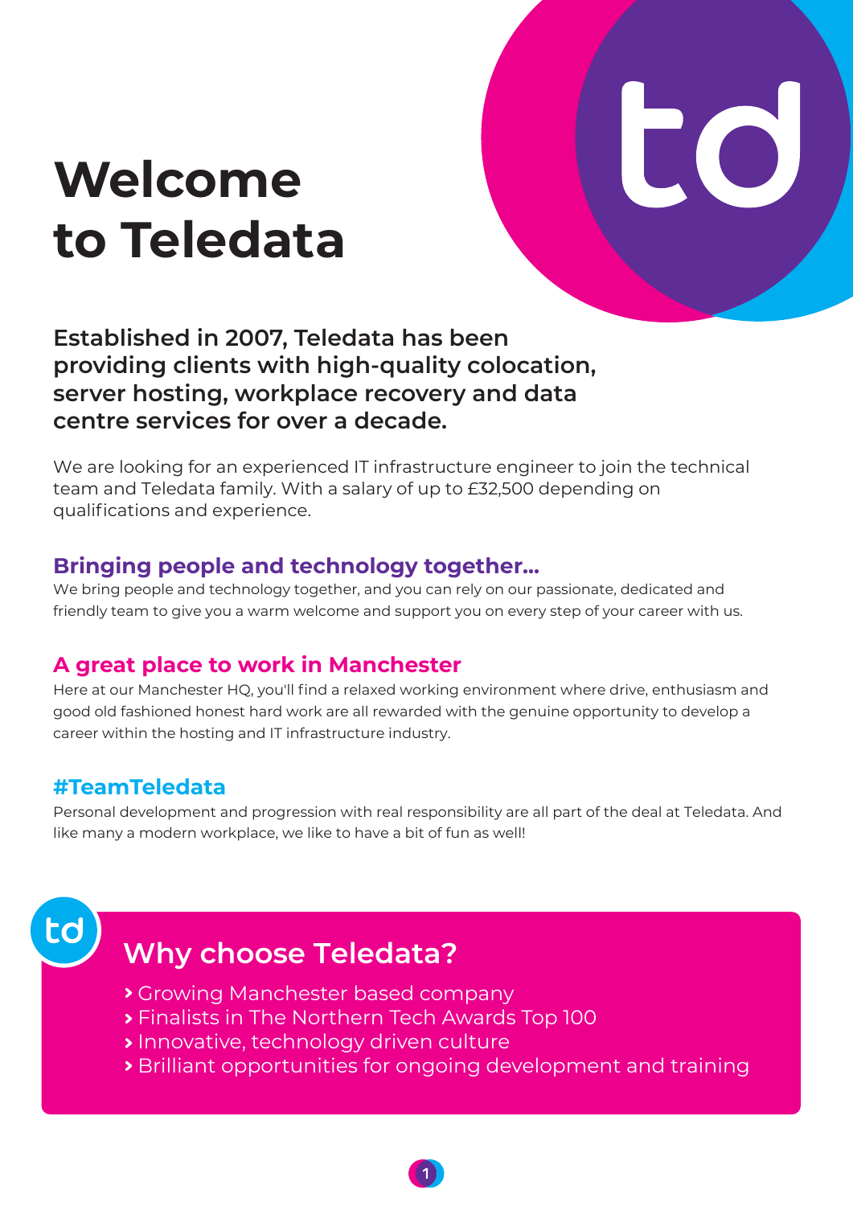# Welcome to Teledata

**Established in 2007, Teledata has been providing clients with high-quality colocation, server hosting, workplace recovery and data centre services for over a decade.**

We are looking for an experienced IT infrastructure engineer to join the technical team and Teledata family. With a salary of up to £32,500 depending on qualifications and experience.

## Bringing people and technology together...

We bring people and technology together, and you can rely on our passionate, dedicated and friendly team to give you a warm welcome and support you on every step of your career with us.

## A great place to work in Manchester

Here at our Manchester HQ, you'll find a relaxed working environment where drive, enthusiasm and good old fashioned honest hard work are all rewarded with the genuine opportunity to develop a career within the hosting and IT infrastructure industry.

## #TeamTeledata

Personal development and progression with real responsibility are all part of the deal at Teledata. And like many a modern workplace, we like to have a bit of fun as well!

## Why choose Teledata?

- Growing Manchester based company
- Finalists in The Northern Tech Awards Top 100
- Innovative, technology driven culture
- Brilliant opportunities for ongoing development and training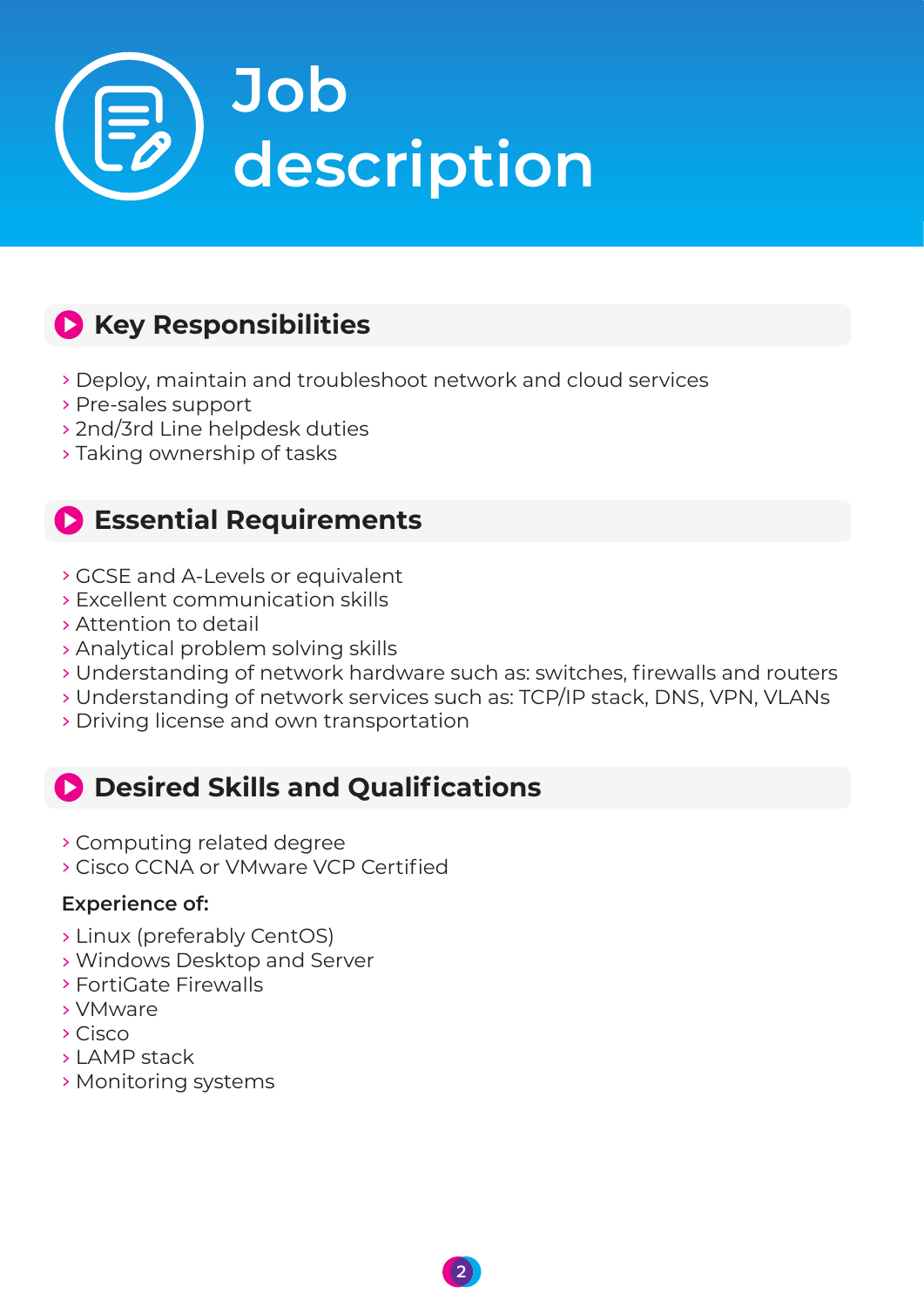# Job description

## Key Responsibilities

- Deploy, maintain and troubleshoot network and cloud services
- Pre-sales support
- 2nd/3rd Line helpdesk duties
- Taking ownership of tasks

## Essential Requirements

- GCSE and A-Levels or equivalent
- Excellent communication skills
- Attention to detail
- Analytical problem solving skills
- Understanding of network hardware such as: switches, firewalls and routers
- Understanding of network services such as: TCP/IP stack, DNS, VPN, VLANs
- Driving license and own transportation

## Desired Skills and Qualifications

- Computing related degree
- Cisco CCNA or VMware VCP Certified

**Experience of:**

- Linux (preferably CentOS)
- Windows Desktop and Server
- FortiGate Firewalls
- VMware
- Cisco
- LAMP stack
- Monitoring systems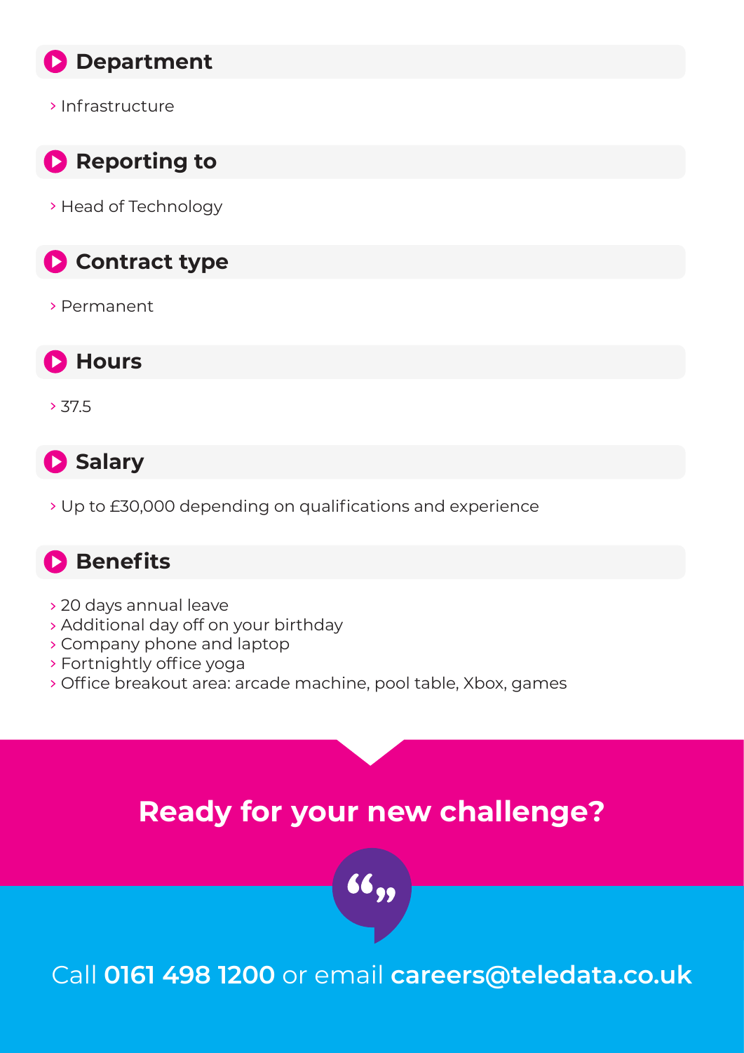## Department

- Infrastructure

## Reporting to

- Head of Technology

## Contract type

- Permanent

## Hours

- 37.5

## Salary

- Up to £30,000 depending on qualifications and experience

## Benefits

- 20 days annual leave
- Additional day off on your birthday
- Company phone and laptop
- Fortnightly office yoga
- Office breakout area: arcade machine, pool table, Xbox, games

## Ready for your new challenge?

Call **0161 498 1200** or email **careers@teledata.co.uk**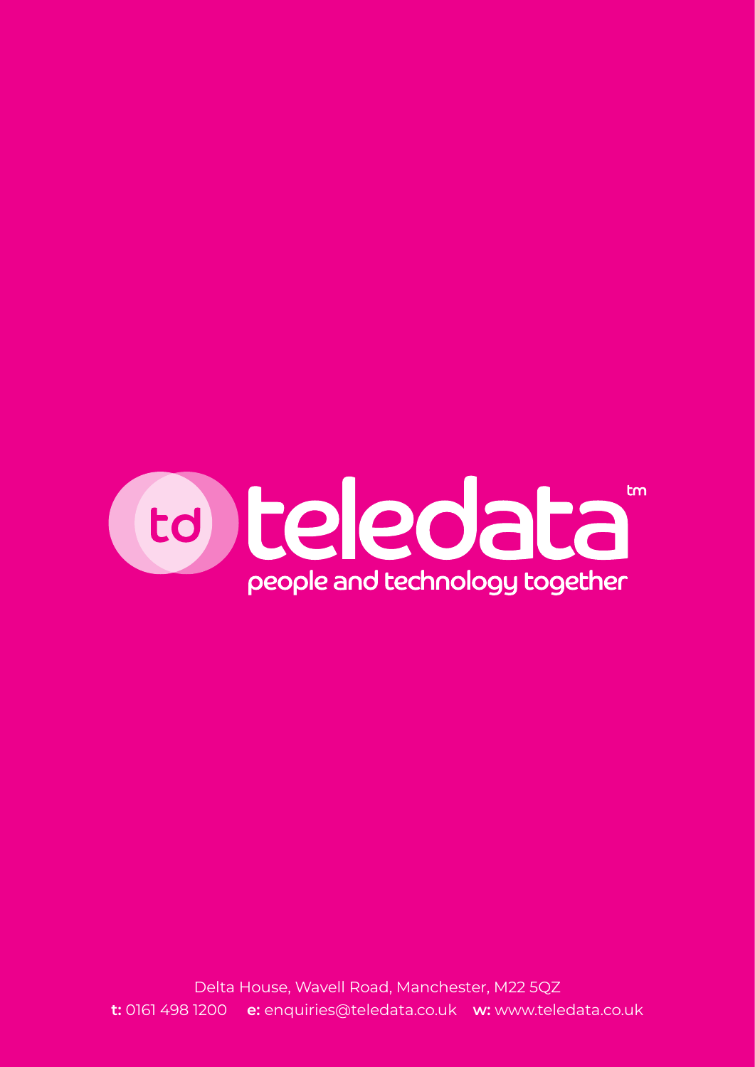td teledata™

people and technology together

Delta House, Wavell Road, Manchester, M22 5QZ

**t:** 0161 498 1200 **e:** enquiries@teledata.co.uk **w:** www.teledata.co.uk